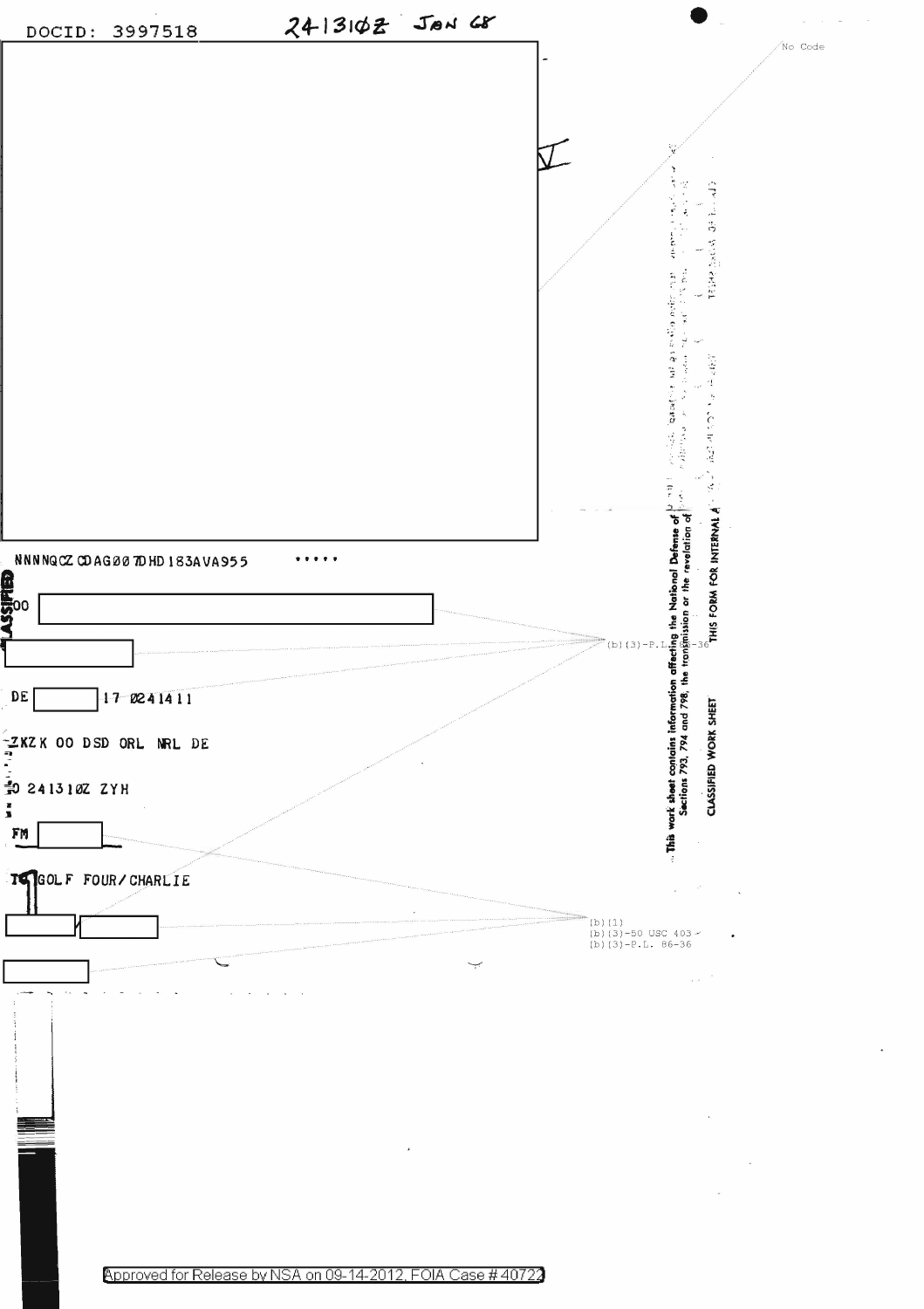DOCID: 3997518

241310Z JAN 68

No Code

NNNNQCZ CDAG007DHD183AVA955 .....

00

DE 17 0241411

ZKZK OO DSD ORL NRL DE

O 241310Z ZYH

FM

TO GOLF FOUR/CHARLIE

(b)(3)-P.L. 86-36

(b)(1)
(b)(3)-50 USC 403
(b)(3)-P.L. 86-36

This work sheet contains information affecting the National Defense of the United States within the meaning of the Espionage Laws, Title 18, U.S.C., Sections 793, 794 and 798, the transmission or the revelation of which in any manner to an unauthorized person is prohibited by law.

CLASSIFIED WORK SHEET

THIS FORM FOR INTERNAL AGENCY USE ONLY

Approved for Release by NSA on 09-14-2012, FOIA Case # 40722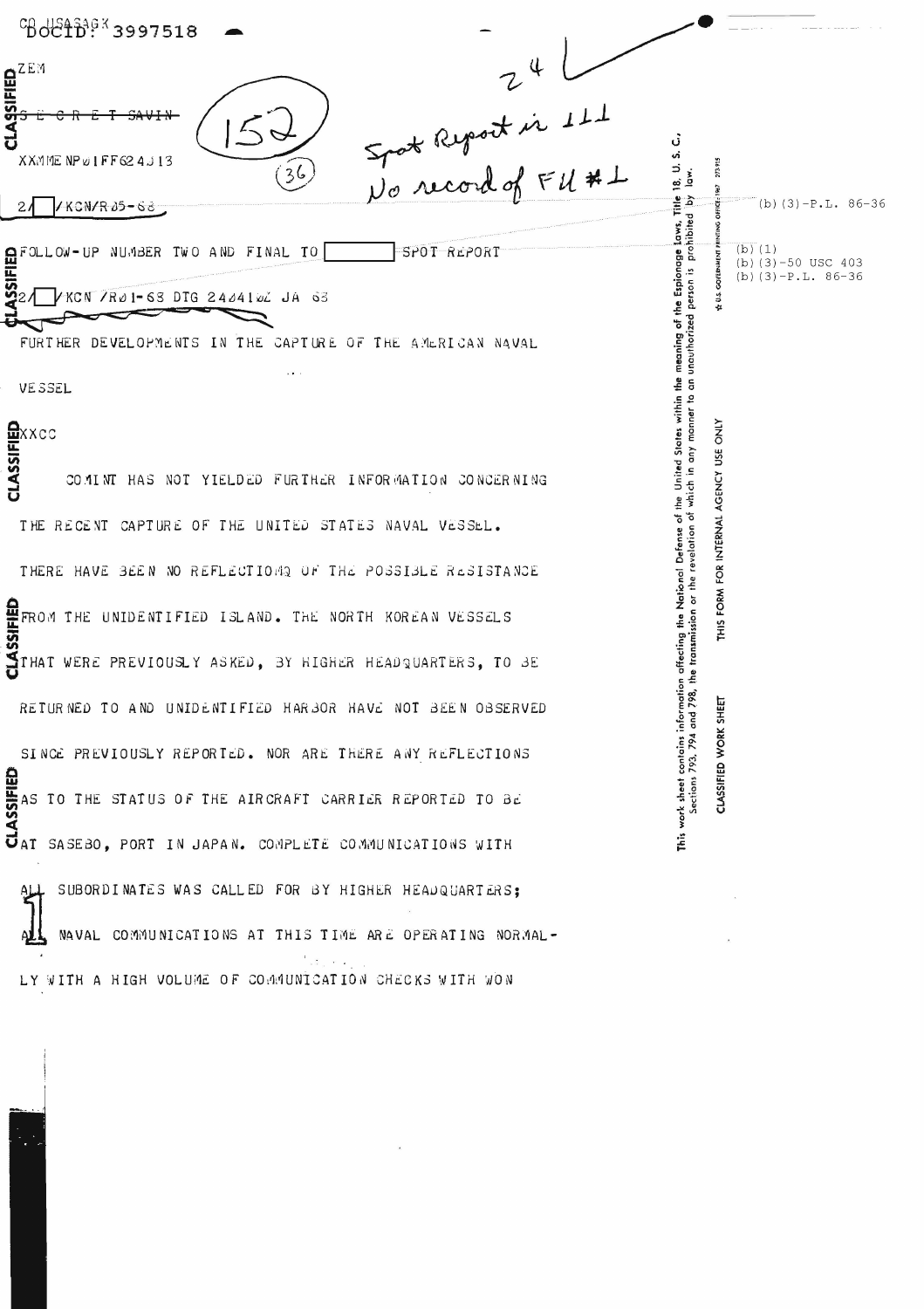DOCID: 3997518

ZEM

~~S E C R E T SAVIN~~

XXMMENPØIFF624J13

152

(36)

24

Spot Report is 111
No record of FU #1

2/[ ]/KCN/RØ5-68

(b)(3)-P.L. 86-36

FOLLOW-UP NUMBER TWO AND FINAL TO [ ] SPOT REPORT

(b)(1)
(b)(3)-50 USC 403
(b)(3)-P.L. 86-36

2/[ ]/KCN /RØ1-68 DTG 240410Z JA 68

FURTHER DEVELOPMENTS IN THE CAPTURE OF THE AMERICAN NAVAL VESSEL

XXCC

COMINT HAS NOT YIELDED FURTHER INFORMATION CONCERNING THE RECENT CAPTURE OF THE UNITED STATES NAVAL VESSEL. THERE HAVE BEEN NO REFLECTIONS OF THE POSSIBLE RESISTANCE FROM THE UNIDENTIFIED ISLAND. THE NORTH KOREAN VESSELS THAT WERE PREVIOUSLY ASKED, BY HIGHER HEADQUARTERS, TO BE RETURNED TO AND UNIDENTIFIED HARBOR HAVE NOT BEEN OBSERVED SINCE PREVIOUSLY REPORTED. NOR ARE THERE ANY REFLECTIONS AS TO THE STATUS OF THE AIRCRAFT CARRIER REPORTED TO BE AT SASEBO, PORT IN JAPAN. COMPLETE COMMUNICATIONS WITH ALL SUBORDINATES WAS CALLED FOR BY HIGHER HEADQUARTERS; ALL NAVAL COMMUNICATIONS AT THIS TIME ARE OPERATING NORMALLY WITH A HIGH VOLUME OF COMMUNICATION CHECKS WITH WON

This work sheet contains information affecting the National Defense of the United States within the meaning of the Espionage Laws, Title 18, U. S. C., Sections 793, 794 and 798, the transmission or the revelation of which in any manner to an unauthorized person is prohibited by law.

CLASSIFIED WORK SHEET — THIS FORM FOR INTERNAL AGENCY USE ONLY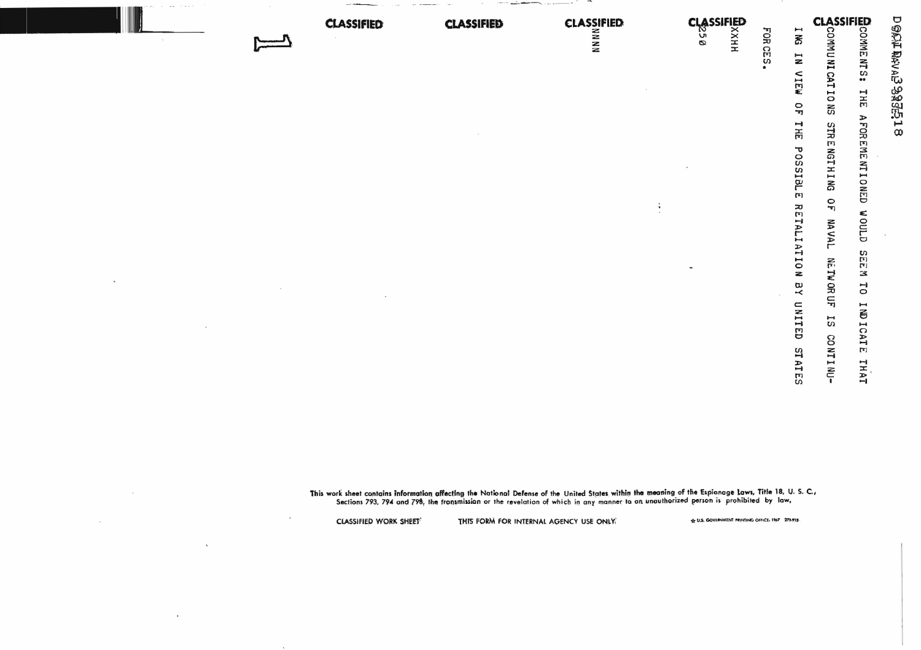DOCID: 3997518

COMMENTS: THE AFOREMENTIONED WOULD SEEM TO INDICATE THAT COMMUNICATIONS STRENGTHING OF NAVAL NETWORUF IS CONTINU-ING IN VIEW OF THE POSSIBLE RETALIATION BY UNITED STATES FORCES.

XXHH

2250

NNNN

CLASSIFIED

CLASSIFIED

CLASSIFIED

CLASSIFIED

CLASSIFIED

This work sheet contains information affecting the National Defense of the United States within the meaning of the Espionage Laws, Title 18, U. S. C., Sections 793, 794 and 798, the transmission or the revelation of which in any manner to an unauthorized person is prohibited by law.

CLASSIFIED WORK SHEET

THIS FORM FOR INTERNAL AGENCY USE ONLY

U.S. GOVERNMENT PRINTING OFFICE: 1967 273-915